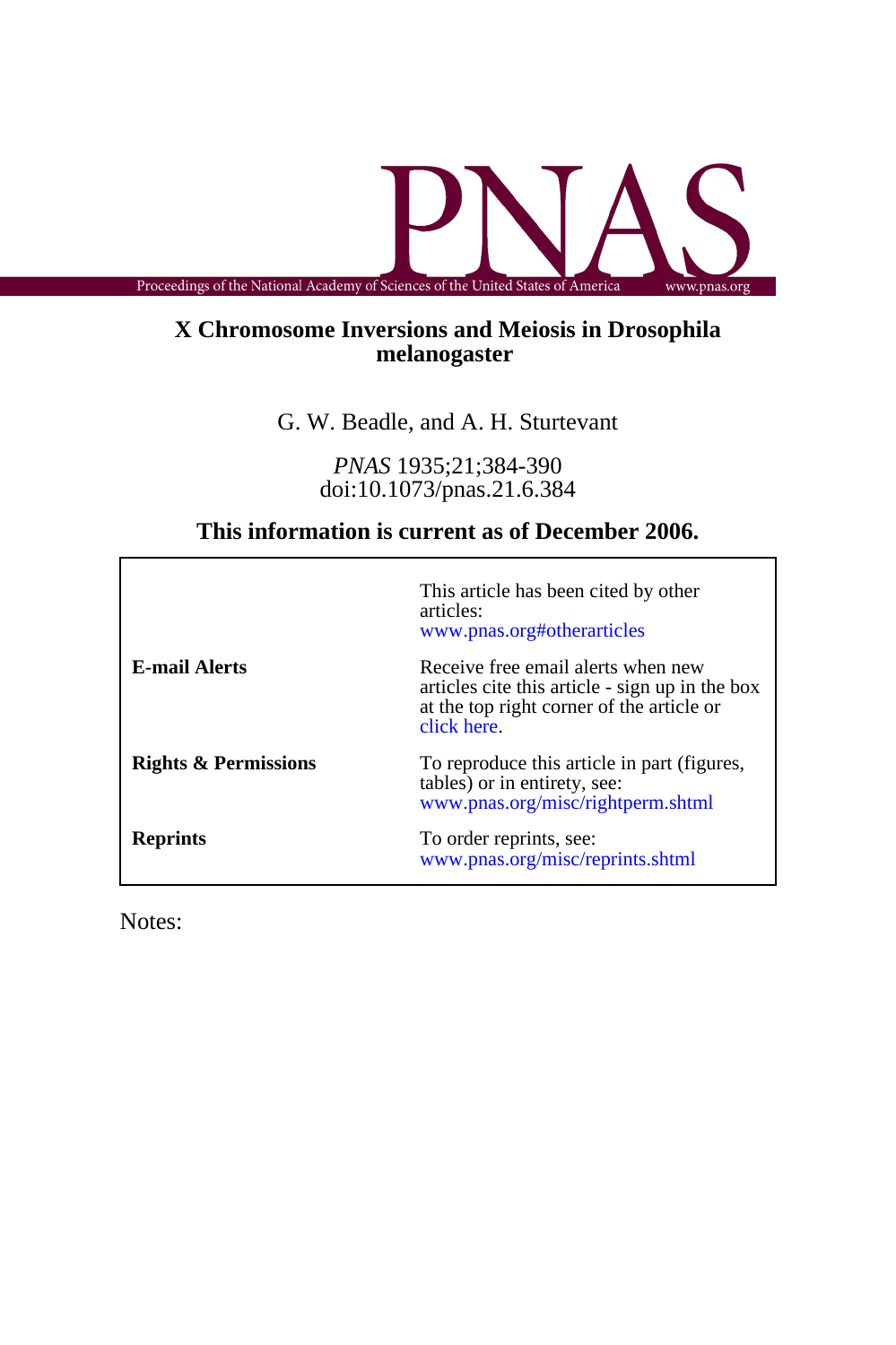# X Chromosome Inversions and Meiosis in Drosophila melanogaster

G. W. Beadle, and A. H. Sturtevant

*PNAS* 1935;21;384-390
doi:10.1073/pnas.21.6.384

**This information is current as of December 2006.**

| | |
|---|---|
| | This article has been cited by other articles: www.pnas.org#otherarticles |
| **E-mail Alerts** | Receive free email alerts when new articles cite this article - sign up in the box at the top right corner of the article or click here. |
| **Rights & Permissions** | To reproduce this article in part (figures, tables) or in entirety, see: www.pnas.org/misc/rightperm.shtml |
| **Reprints** | To order reprints, see: www.pnas.org/misc/reprints.shtml |

Notes: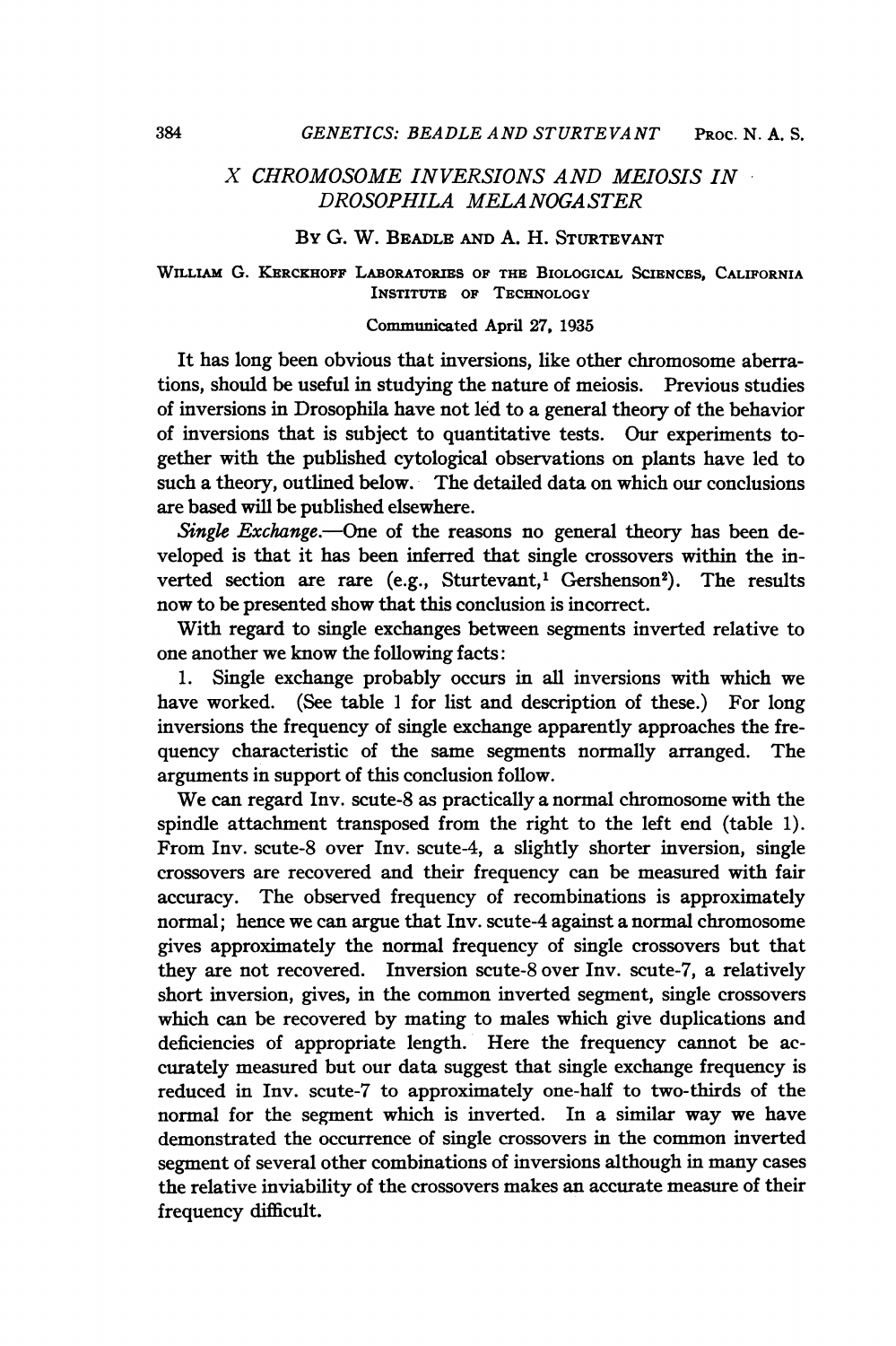# X CHROMOSOME INVERSIONS AND MEIOSIS IN DROSOPHILA MELANOGASTER

By G. W. Beadle and A. H. Sturtevant

William G. Kerckhoff Laboratories of the Biological Sciences, California Institute of Technology

Communicated April 27, 1935

It has long been obvious that inversions, like other chromosome aberrations, should be useful in studying the nature of meiosis. Previous studies of inversions in Drosophila have not led to a general theory of the behavior of inversions that is subject to quantitative tests. Our experiments together with the published cytological observations on plants have led to such a theory, outlined below. The detailed data on which our conclusions are based will be published elsewhere.

*Single Exchange.*—One of the reasons no general theory has been developed is that it has been inferred that single crossovers within the inverted section are rare (e.g., Sturtevant,[1] Gershenson[2]). The results now to be presented show that this conclusion is incorrect.

With regard to single exchanges between segments inverted relative to one another we know the following facts:

1. Single exchange probably occurs in all inversions with which we have worked. (See table 1 for list and description of these.) For long inversions the frequency of single exchange apparently approaches the frequency characteristic of the same segments normally arranged. The arguments in support of this conclusion follow.

We can regard Inv. scute-8 as practically a normal chromosome with the spindle attachment transposed from the right to the left end (table 1). From Inv. scute-8 over Inv. scute-4, a slightly shorter inversion, single crossovers are recovered and their frequency can be measured with fair accuracy. The observed frequency of recombinations is approximately normal; hence we can argue that Inv. scute-4 against a normal chromosome gives approximately the normal frequency of single crossovers but that they are not recovered. Inversion scute-8 over Inv. scute-7, a relatively short inversion, gives, in the common inverted segment, single crossovers which can be recovered by mating to males which give duplications and deficiencies of appropriate length. Here the frequency cannot be accurately measured but our data suggest that single exchange frequency is reduced in Inv. scute-7 to approximately one-half to two-thirds of the normal for the segment which is inverted. In a similar way we have demonstrated the occurrence of single crossovers in the common inverted segment of several other combinations of inversions although in many cases the relative inviability of the crossovers makes an accurate measure of their frequency difficult.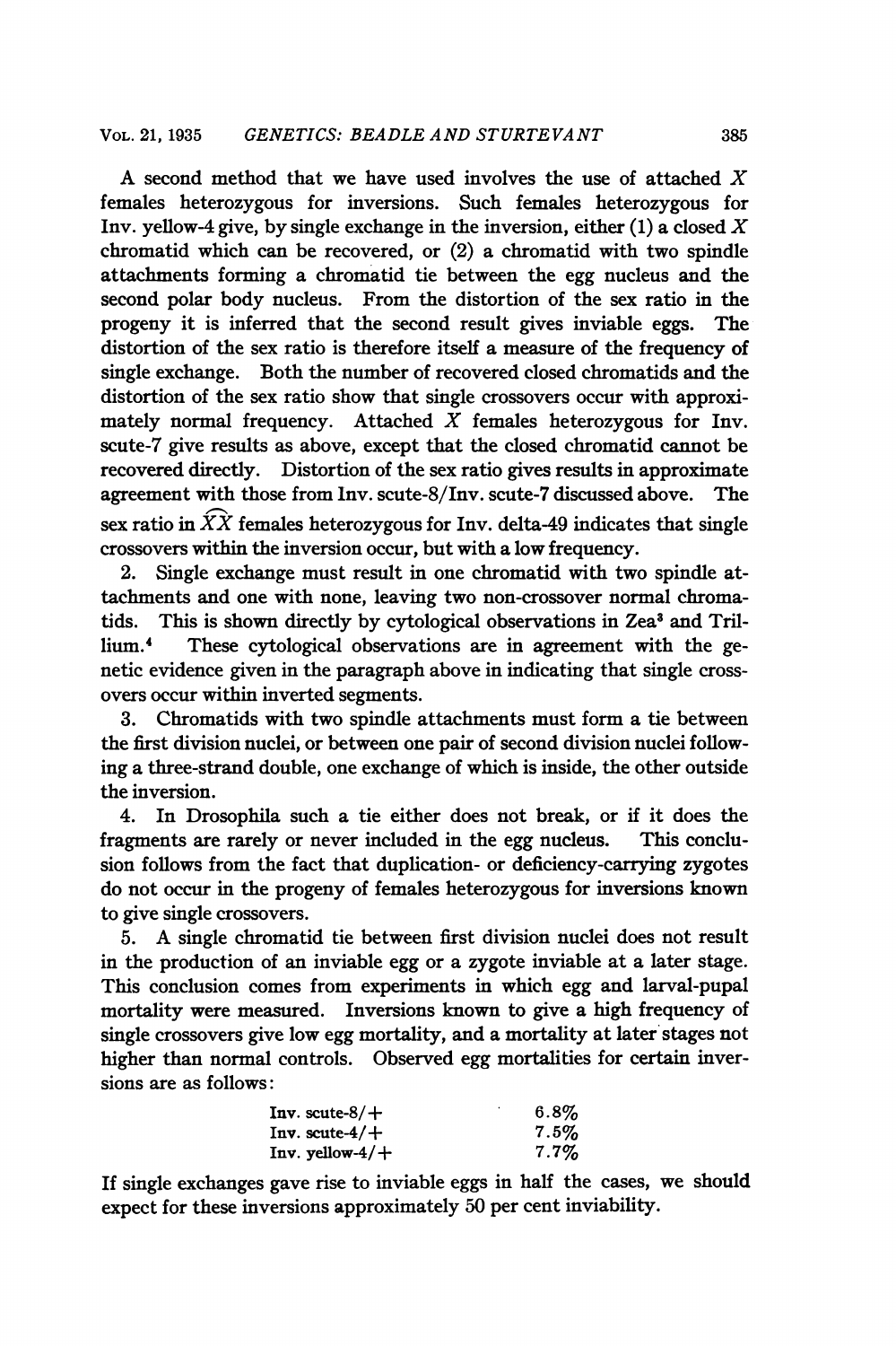A second method that we have used involves the use of attached $X$ females heterozygous for inversions. Such females heterozygous for Inv. yellow-4 give, by single exchange in the inversion, either (1) a closed $X$ chromatid which can be recovered, or (2) a chromatid with two spindle attachments forming a chromatid tie between the egg nucleus and the second polar body nucleus. From the distortion of the sex ratio in the progeny it is inferred that the second result gives inviable eggs. The distortion of the sex ratio is therefore itself a measure of the frequency of single exchange. Both the number of recovered closed chromatids and the distortion of the sex ratio show that single crossovers occur with approximately normal frequency. Attached $X$ females heterozygous for Inv. scute-7 give results as above, except that the closed chromatid cannot be recovered directly. Distortion of the sex ratio gives results in approximate agreement with those from Inv. scute-8/Inv. scute-7 discussed above. The sex ratio in $\widehat{XX}$ females heterozygous for Inv. delta-49 indicates that single crossovers within the inversion occur, but with a low frequency.

2. Single exchange must result in one chromatid with two spindle attachments and one with none, leaving two non-crossover normal chromatids. This is shown directly by cytological observations in Zea[3] and Trillium.[4] These cytological observations are in agreement with the genetic evidence given in the paragraph above in indicating that single crossovers occur within inverted segments.

3. Chromatids with two spindle attachments must form a tie between the first division nuclei, or between one pair of second division nuclei following a three-strand double, one exchange of which is inside, the other outside the inversion.

4. In Drosophila such a tie either does not break, or if it does the fragments are rarely or never included in the egg nucleus. This conclusion follows from the fact that duplication- or deficiency-carrying zygotes do not occur in the progeny of females heterozygous for inversions known to give single crossovers.

5. A single chromatid tie between first division nuclei does not result in the production of an inviable egg or a zygote inviable at a later stage. This conclusion comes from experiments in which egg and larval-pupal mortality were measured. Inversions known to give a high frequency of single crossovers give low egg mortality, and a mortality at later stages not higher than normal controls. Observed egg mortalities for certain inversions are as follows:

| | |
|---|---|
| Inv. scute-8/+ | 6.8% |
| Inv. scute-4/+ | 7.5% |
| Inv. yellow-4/+ | 7.7% |

If single exchanges gave rise to inviable eggs in half the cases, we should expect for these inversions approximately 50 per cent inviability.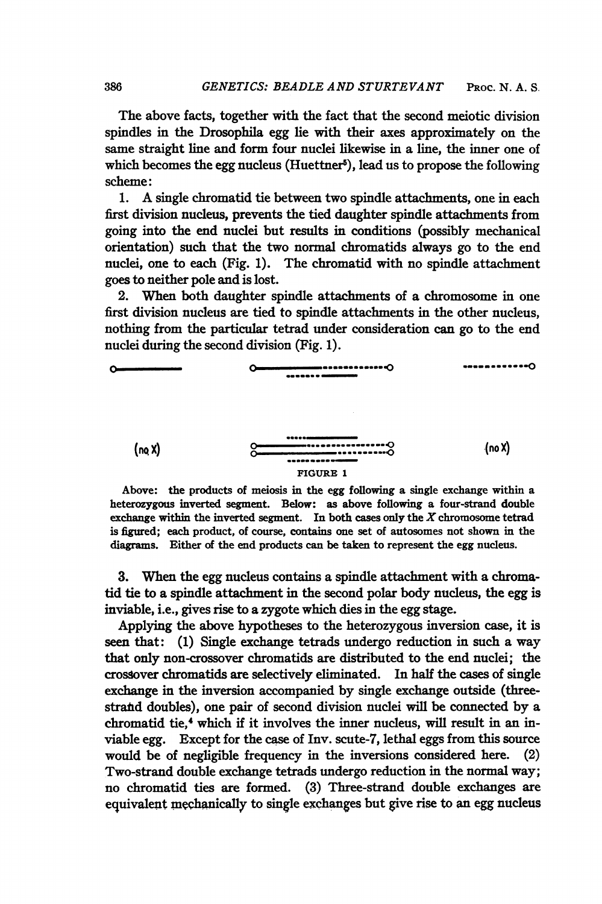The above facts, together with the fact that the second meiotic division spindles in the Drosophila egg lie with their axes approximately on the same straight line and form four nuclei likewise in a line, the inner one of which becomes the egg nucleus (Huettner[5]), lead us to propose the following scheme:

1. A single chromatid tie between two spindle attachments, one in each first division nucleus, prevents the tied daughter spindle attachments from going into the end nuclei but results in conditions (possibly mechanical orientation) such that the two normal chromatids always go to the end nuclei, one to each (Fig. 1). The chromatid with no spindle attachment goes to neither pole and is lost.

2. When both daughter spindle attachments of a chromosome in one first division nucleus are tied to spindle attachments in the other nucleus, nothing from the particular tetrad under consideration can go to the end nuclei during the second division (Fig. 1).

(no X) (no X)

FIGURE 1

Above: the products of meiosis in the egg following a single exchange within a heterozygous inverted segment. Below: as above following a four-strand double exchange within the inverted segment. In both cases only the *X* chromosome tetrad is figured; each product, of course, contains one set of autosomes not shown in the diagrams. Either of the end products can be taken to represent the egg nucleus.

3. When the egg nucleus contains a spindle attachment with a chromatid tie to a spindle attachment in the second polar body nucleus, the egg is inviable, i.e., gives rise to a zygote which dies in the egg stage.

Applying the above hypotheses to the heterozygous inversion case, it is seen that: (1) Single exchange tetrads undergo reduction in such a way that only non-crossover chromatids are distributed to the end nuclei; the crossover chromatids are selectively eliminated. In half the cases of single exchange in the inversion accompanied by single exchange outside (three-strand doubles), one pair of second division nuclei will be connected by a chromatid tie,[4] which if it involves the inner nucleus, will result in an inviable egg. Except for the case of Inv. scute-7, lethal eggs from this source would be of negligible frequency in the inversions considered here. (2) Two-strand double exchange tetrads undergo reduction in the normal way; no chromatid ties are formed. (3) Three-strand double exchanges are equivalent mechanically to single exchanges but give rise to an egg nucleus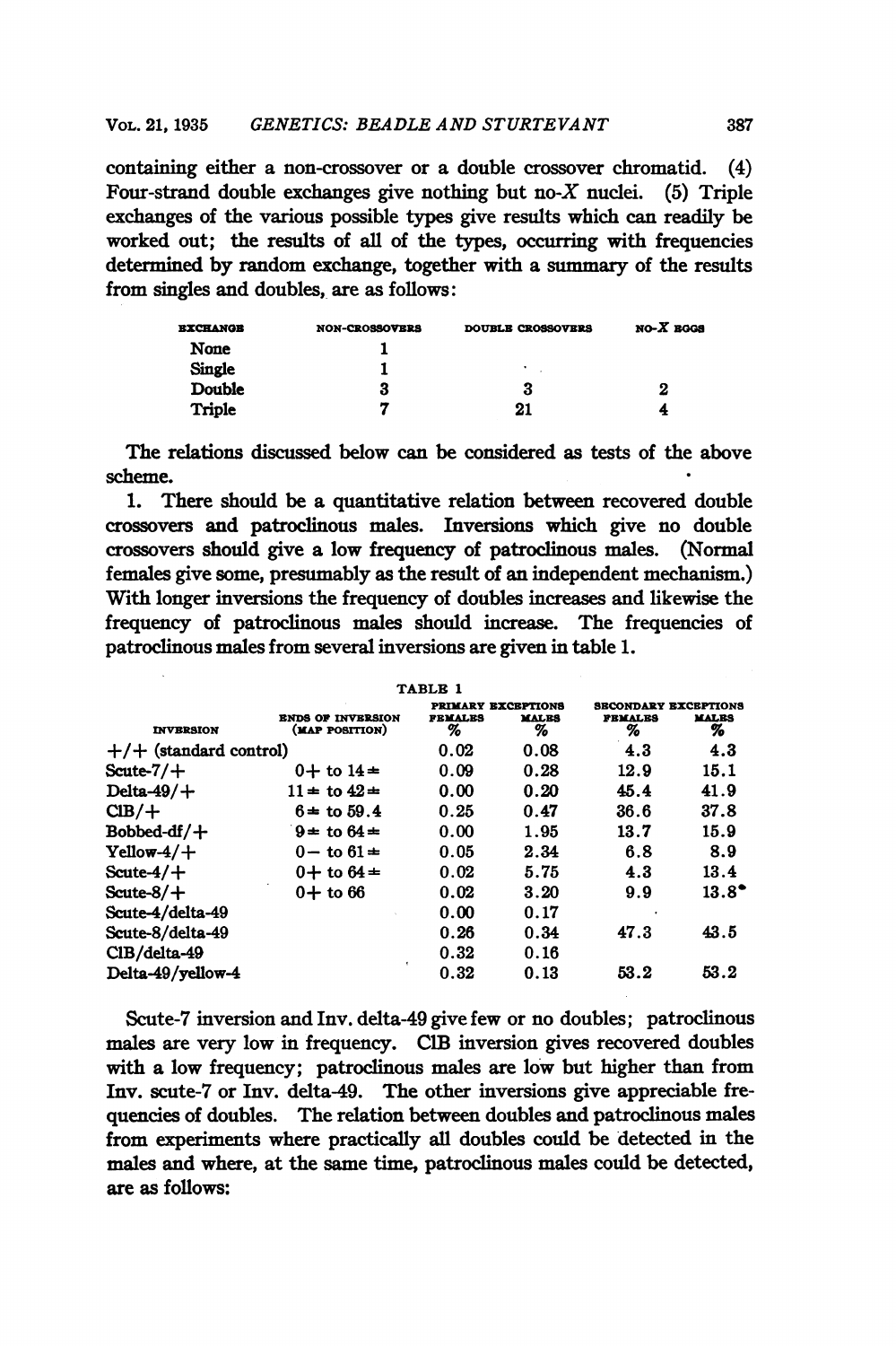containing either a non-crossover or a double crossover chromatid. (4) Four-strand double exchanges give nothing but no-$X$ nuclei. (5) Triple exchanges of the various possible types give results which can readily be worked out; the results of all of the types, occurring with frequencies determined by random exchange, together with a summary of the results from singles and doubles, are as follows:

| EXCHANGE | NON-CROSSOVERS | DOUBLE CROSSOVERS | NO-$X$ EGGS |
|---|---|---|---|
| None | 1 | | |
| Single | 1 | | |
| Double | 3 | 3 | 2 |
| Triple | 7 | 21 | 4 |

The relations discussed below can be considered as tests of the above scheme.

1. There should be a quantitative relation between recovered double crossovers and patroclinous males. Inversions which give no double crossovers should give a low frequency of patroclinous males. (Normal females give some, presumably as the result of an independent mechanism.) With longer inversions the frequency of doubles increases and likewise the frequency of patroclinous males should increase. The frequencies of patroclinous males from several inversions are given in table 1.

TABLE 1

| INVERSION | ENDS OF INVERSION (MAP POSITION) | PRIMARY EXCEPTIONS | | SECONDARY EXCEPTIONS | |
|---|---|---|---|---|---|
| | | FEMALES % | MALES % | FEMALES % | MALES % |
| +/+ (standard control) | | 0.02 | 0.08 | 4.3 | 4.3 |
| Scute-7/+ | 0+ to 14± | 0.09 | 0.28 | 12.9 | 15.1 |
| Delta-49/+ | 11± to 42± | 0.00 | 0.20 | 45.4 | 41.9 |
| ClB/+ | 6± to 59.4 | 0.25 | 0.47 | 36.6 | 37.8 |
| Bobbed-df/+ | 9± to 64± | 0.00 | 1.95 | 13.7 | 15.9 |
| Yellow-4/+ | 0− to 61± | 0.05 | 2.34 | 6.8 | 8.9 |
| Scute-4/+ | 0+ to 64± | 0.02 | 5.75 | 4.3 | 13.4 |
| Scute-8/+ | 0+ to 66 | 0.02 | 3.20 | 9.9 | 13.8* |
| Scute-4/delta-49 | | 0.00 | 0.17 | | |
| Scute-8/delta-49 | | 0.26 | 0.34 | 47.3 | 43.5 |
| ClB/delta-49 | | 0.32 | 0.16 | | |
| Delta-49/yellow-4 | | 0.32 | 0.13 | 53.2 | 53.2 |

Scute-7 inversion and Inv. delta-49 give few or no doubles; patroclinous males are very low in frequency. ClB inversion gives recovered doubles with a low frequency; patroclinous males are low but higher than from Inv. scute-7 or Inv. delta-49. The other inversions give appreciable frequencies of doubles. The relation between doubles and patroclinous males from experiments where practically all doubles could be detected in the males and where, at the same time, patroclinous males could be detected, are as follows: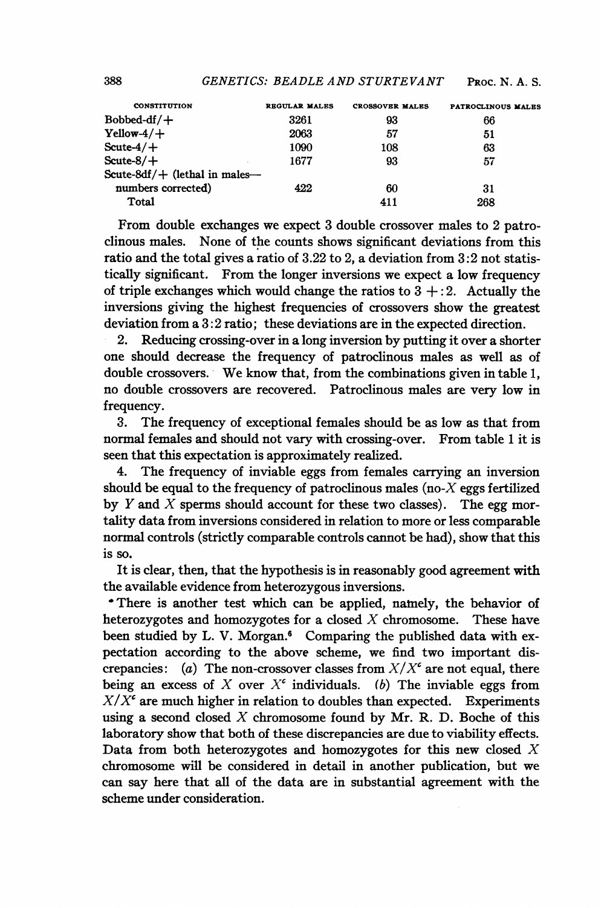| CONSTITUTION | REGULAR MALES | CROSSOVER MALES | PATROCLINOUS MALES |
|---|---|---|---|
| Bobbed-df/+ | 3261 | 93 | 66 |
| Yellow-4/+ | 2063 | 57 | 51 |
| Scute-4/+ | 1090 | 108 | 63 |
| Scute-8/+ | 1677 | 93 | 57 |
| Scute-8df/+ (lethal in males—numbers corrected) | 422 | 60 | 31 |
| Total | | 411 | 268 |

From double exchanges we expect 3 double crossover males to 2 patroclinous males. None of the counts shows significant deviations from this ratio and the total gives a ratio of 3.22 to 2, a deviation from 3:2 not statistically significant. From the longer inversions we expect a low frequency of triple exchanges which would change the ratios to 3 +:2. Actually the inversions giving the highest frequencies of crossovers show the greatest deviation from a 3:2 ratio; these deviations are in the expected direction.

2. Reducing crossing-over in a long inversion by putting it over a shorter one should decrease the frequency of patroclinous males as well as of double crossovers. We know that, from the combinations given in table 1, no double crossovers are recovered. Patroclinous males are very low in frequency.

3. The frequency of exceptional females should be as low as that from normal females and should not vary with crossing-over. From table 1 it is seen that this expectation is approximately realized.

4. The frequency of inviable eggs from females carrying an inversion should be equal to the frequency of patroclinous males (no-$X$ eggs fertilized by $Y$ and $X$ sperms should account for these two classes). The egg mortality data from inversions considered in relation to more or less comparable normal controls (strictly comparable controls cannot be had), show that this is so.

It is clear, then, that the hypothesis is in reasonably good agreement with the available evidence from heterozygous inversions.

There is another test which can be applied, namely, the behavior of heterozygotes and homozygotes for a closed $X$ chromosome. These have been studied by L. V. Morgan.[6] Comparing the published data with expectation according to the above scheme, we find two important discrepancies: (*a*) The non-crossover classes from $X/X^c$ are not equal, there being an excess of $X$ over $X^c$ individuals. (*b*) The inviable eggs from $X/X^c$ are much higher in relation to doubles than expected. Experiments using a second closed $X$ chromosome found by Mr. R. D. Boche of this laboratory show that both of these discrepancies are due to viability effects. Data from both heterozygotes and homozygotes for this new closed $X$ chromosome will be considered in detail in another publication, but we can say here that all of the data are in substantial agreement with the scheme under consideration.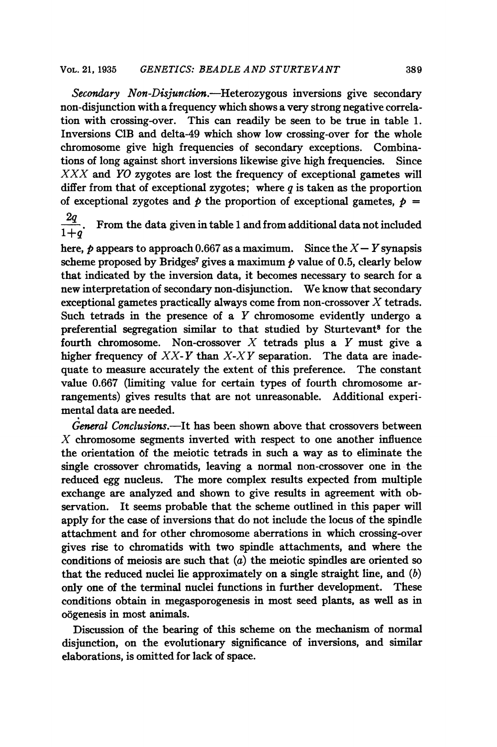*Secondary Non-Disjunction.*—Heterozygous inversions give secondary non-disjunction with a frequency which shows a very strong negative correlation with crossing-over. This can readily be seen to be true in table 1. Inversions ClB and delta-49 which show low crossing-over for the whole chromosome give high frequencies of secondary exceptions. Combinations of long against short inversions likewise give high frequencies. Since $XXX$ and $YO$ zygotes are lost the frequency of exceptional gametes will differ from that of exceptional zygotes; where $q$ is taken as the proportion of exceptional zygotes and $p$ the proportion of exceptional gametes, $p = \frac{2q}{1+q}$. From the data given in table 1 and from additional data not included here, $p$ appears to approach 0.667 as a maximum. Since the $X-Y$ synapsis scheme proposed by Bridges[7] gives a maximum $p$ value of 0.5, clearly below that indicated by the inversion data, it becomes necessary to search for a new interpretation of secondary non-disjunction. We know that secondary exceptional gametes practically always come from non-crossover $X$ tetrads. Such tetrads in the presence of a $Y$ chromosome evidently undergo a preferential segregation similar to that studied by Sturtevant[8] for the fourth chromosome. Non-crossover $X$ tetrads plus a $Y$ must give a higher frequency of $XX$-$Y$ than $X$-$XY$ separation. The data are inadequate to measure accurately the extent of this preference. The constant value 0.667 (limiting value for certain types of fourth chromosome arrangements) gives results that are not unreasonable. Additional experimental data are needed.

*General Conclusions.*—It has been shown above that crossovers between $X$ chromosome segments inverted with respect to one another influence the orientation of the meiotic tetrads in such a way as to eliminate the single crossover chromatids, leaving a normal non-crossover one in the reduced egg nucleus. The more complex results expected from multiple exchange are analyzed and shown to give results in agreement with observation. It seems probable that the scheme outlined in this paper will apply for the case of inversions that do not include the locus of the spindle attachment and for other chromosome aberrations in which crossing-over gives rise to chromatids with two spindle attachments, and where the conditions of meiosis are such that (*a*) the meiotic spindles are oriented so that the reduced nuclei lie approximately on a single straight line, and (*b*) only one of the terminal nuclei functions in further development. These conditions obtain in megasporogenesis in most seed plants, as well as in oögenesis in most animals.

Discussion of the bearing of this scheme on the mechanism of normal disjunction, on the evolutionary significance of inversions, and similar elaborations, is omitted for lack of space.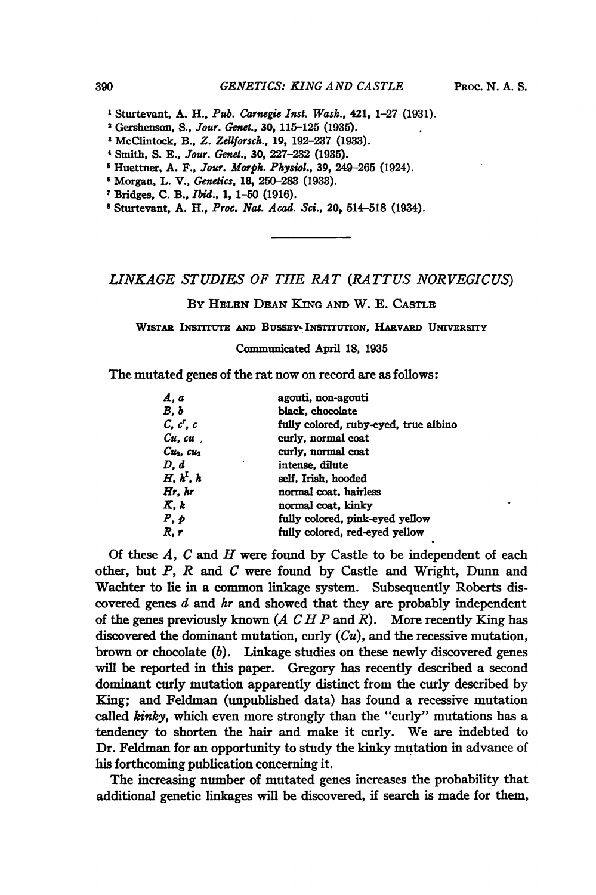[1] Sturtevant, A. H., *Pub. Carnegie Inst. Wash.*, **421**, 1–27 (1931).

[2] Gershenson, S., *Jour. Genet.*, **30**, 115–125 (1935).

[3] McClintock, B., *Z. Zellforsch.*, **19**, 192–237 (1933).

[4] Smith, S. E., *Jour. Genet.*, **30**, 227–232 (1935).

[5] Huettner, A. F., *Jour. Morph. Physiol.*, **39**, 249–265 (1924).

[6] Morgan, L. V., *Genetics*, **18**, 250–283 (1933).

[7] Bridges, C. B., *Ibid.*, **1**, 1–50 (1916).

[8] Sturtevant, A. H., *Proc. Nat. Acad. Sci.*, **20**, 514–518 (1934).

---

# *LINKAGE STUDIES OF THE RAT (RATTUS NORVEGICUS)*

By Helen Dean King and W. E. Castle

Wistar Institute and Bussey Institution, Harvard University

Communicated April 18, 1935

The mutated genes of the rat now on record are as follows:

| | |
|---|---|
| *A, a* | agouti, non-agouti |
| *B, b* | black, chocolate |
| *C, $c^r$, c* | fully colored, ruby-eyed, true albino |
| *Cu, cu* | curly, normal coat |
| *$Cu_2$, $cu_2$* | curly, normal coat |
| *D, d* | intense, dilute |
| *H, $h^I$, h* | self, Irish, hooded |
| *Hr, hr* | normal coat, hairless |
| *K, k* | normal coat, kinky |
| *P, p* | fully colored, pink-eyed yellow |
| *R, r* | fully colored, red-eyed yellow |

Of these *A*, *C* and *H* were found by Castle to be independent of each other, but *P*, *R* and *C* were found by Castle and Wright, Dunn and Wachter to lie in a common linkage system. Subsequently Roberts discovered genes *d* and *hr* and showed that they are probably independent of the genes previously known (*A C H P* and *R*). More recently King has discovered the dominant mutation, curly (*Cu*), and the recessive mutation, brown or chocolate (*b*). Linkage studies on these newly discovered genes will be reported in this paper. Gregory has recently described a second dominant curly mutation apparently distinct from the curly described by King; and Feldman (unpublished data) has found a recessive mutation called ***kinky***, which even more strongly than the "curly" mutations has a tendency to shorten the hair and make it curly. We are indebted to Dr. Feldman for an opportunity to study the kinky mutation in advance of his forthcoming publication concerning it.

The increasing number of mutated genes increases the probability that additional genetic linkages will be discovered, if search is made for them,